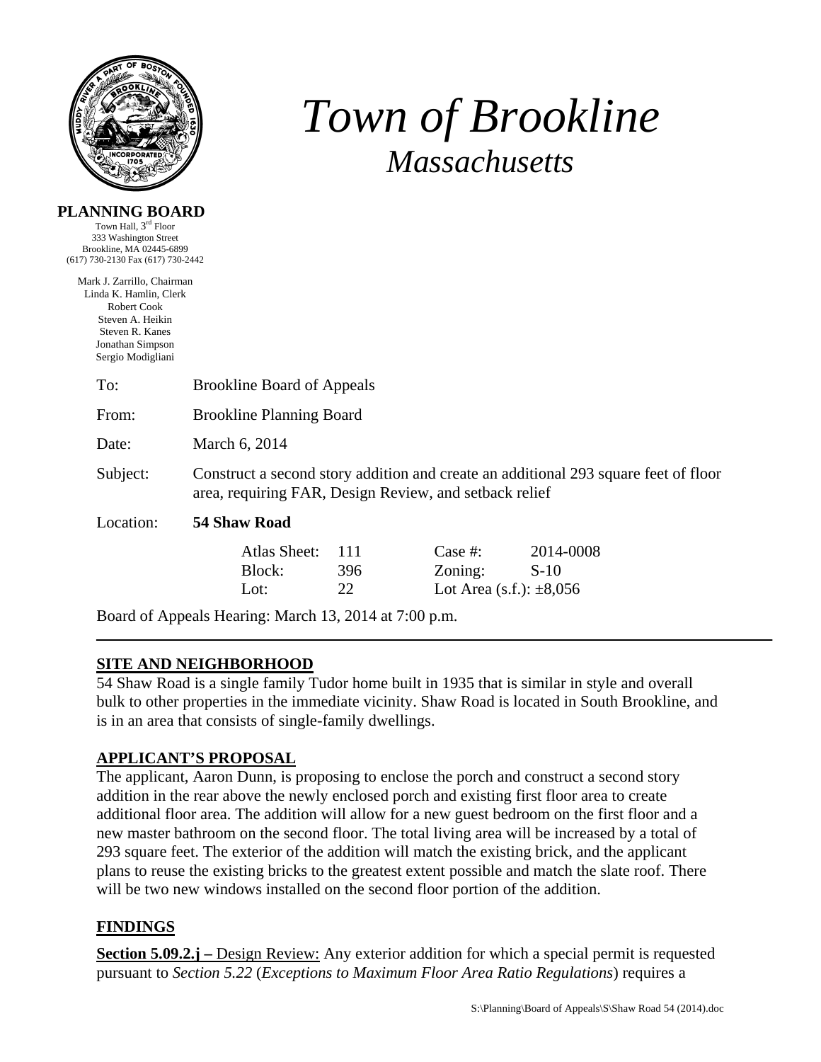# Town of Brookline

## Massachusetts

**PLANNING BOARD**

Town Hall, 3rd Floor
333 Washington Street
Brookline, MA 02445-6899
(617) 730-2130 Fax (617) 730-2442

Mark J. Zarrillo, Chairman
Linda K. Hamlin, Clerk
Robert Cook
Steven A. Heikin
Steven R. Kanes
Jonathan Simpson
Sergio Modigliani

To: Brookline Board of Appeals

From: Brookline Planning Board

Date: March 6, 2014

Subject: Construct a second story addition and create an additional 293 square feet of floor area, requiring FAR, Design Review, and setback relief

Location: **54 Shaw Road**

| | | | |
|---|---|---|---|
| Atlas Sheet: | 111 | Case #: | 2014-0008 |
| Block: | 396 | Zoning: | S-10 |
| Lot: | 22 | Lot Area (s.f.): | ±8,056 |

Board of Appeals Hearing: March 13, 2014 at 7:00 p.m.

---

## SITE AND NEIGHBORHOOD

54 Shaw Road is a single family Tudor home built in 1935 that is similar in style and overall bulk to other properties in the immediate vicinity. Shaw Road is located in South Brookline, and is in an area that consists of single-family dwellings.

## APPLICANT'S PROPOSAL

The applicant, Aaron Dunn, is proposing to enclose the porch and construct a second story addition in the rear above the newly enclosed porch and existing first floor area to create additional floor area. The addition will allow for a new guest bedroom on the first floor and a new master bathroom on the second floor. The total living area will be increased by a total of 293 square feet. The exterior of the addition will match the existing brick, and the applicant plans to reuse the existing bricks to the greatest extent possible and match the slate roof. There will be two new windows installed on the second floor portion of the addition.

## FINDINGS

**Section 5.09.2.j –** Design Review: Any exterior addition for which a special permit is requested pursuant to *Section 5.22* (*Exceptions to Maximum Floor Area Ratio Regulations*) requires a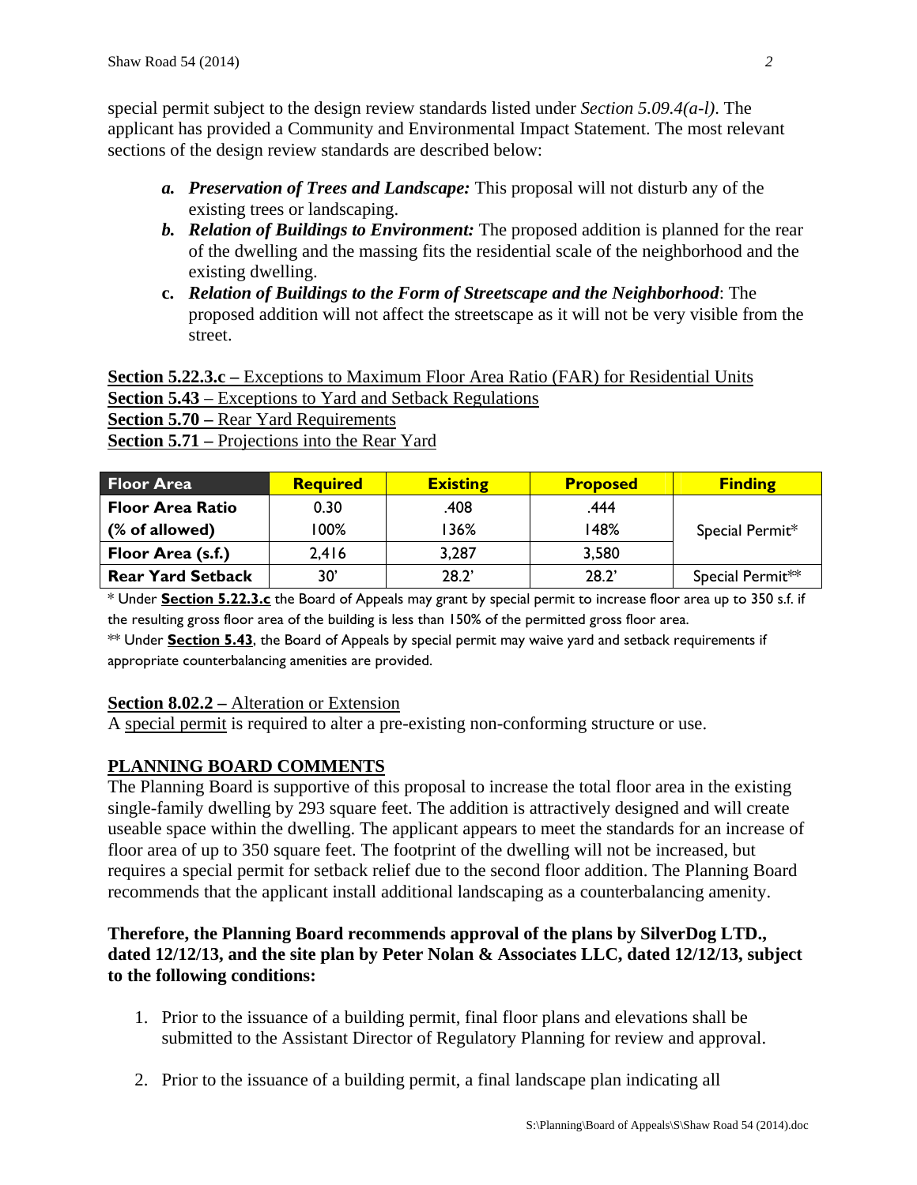special permit subject to the design review standards listed under *Section 5.09.4(a-l)*. The applicant has provided a Community and Environmental Impact Statement. The most relevant sections of the design review standards are described below:

- ***a. Preservation of Trees and Landscape:*** This proposal will not disturb any of the existing trees or landscaping.
- ***b. Relation of Buildings to Environment:*** The proposed addition is planned for the rear of the dwelling and the massing fits the residential scale of the neighborhood and the existing dwelling.
- **c. *Relation of Buildings to the Form of Streetscape and the Neighborhood*:** The proposed addition will not affect the streetscape as it will not be very visible from the street.

**Section 5.22.3.c –** Exceptions to Maximum Floor Area Ratio (FAR) for Residential Units
**Section 5.43** – Exceptions to Yard and Setback Regulations
**Section 5.70 –** Rear Yard Requirements
**Section 5.71 –** Projections into the Rear Yard

| Floor Area | Required | Existing | Proposed | Finding |
|---|---|---|---|---|
| Floor Area Ratio | 0.30 | .408 | .444 | Special Permit* |
| (% of allowed) | 100% | 136% | 148% | |
| Floor Area (s.f.) | 2,416 | 3,287 | 3,580 | |
| Rear Yard Setback | 30' | 28.2' | 28.2' | Special Permit** |

\* Under **Section 5.22.3.c** the Board of Appeals may grant by special permit to increase floor area up to 350 s.f. if the resulting gross floor area of the building is less than 150% of the permitted gross floor area.
** Under **Section 5.43**, the Board of Appeals by special permit may waive yard and setback requirements if appropriate counterbalancing amenities are provided.

**Section 8.02.2 –** Alteration or Extension
A special permit is required to alter a pre-existing non-conforming structure or use.

## PLANNING BOARD COMMENTS

The Planning Board is supportive of this proposal to increase the total floor area in the existing single-family dwelling by 293 square feet. The addition is attractively designed and will create useable space within the dwelling. The applicant appears to meet the standards for an increase of floor area of up to 350 square feet. The footprint of the dwelling will not be increased, but requires a special permit for setback relief due to the second floor addition. The Planning Board recommends that the applicant install additional landscaping as a counterbalancing amenity.

**Therefore, the Planning Board recommends approval of the plans by SilverDog LTD., dated 12/12/13, and the site plan by Peter Nolan & Associates LLC, dated 12/12/13, subject to the following conditions:**

1. Prior to the issuance of a building permit, final floor plans and elevations shall be submitted to the Assistant Director of Regulatory Planning for review and approval.

2. Prior to the issuance of a building permit, a final landscape plan indicating all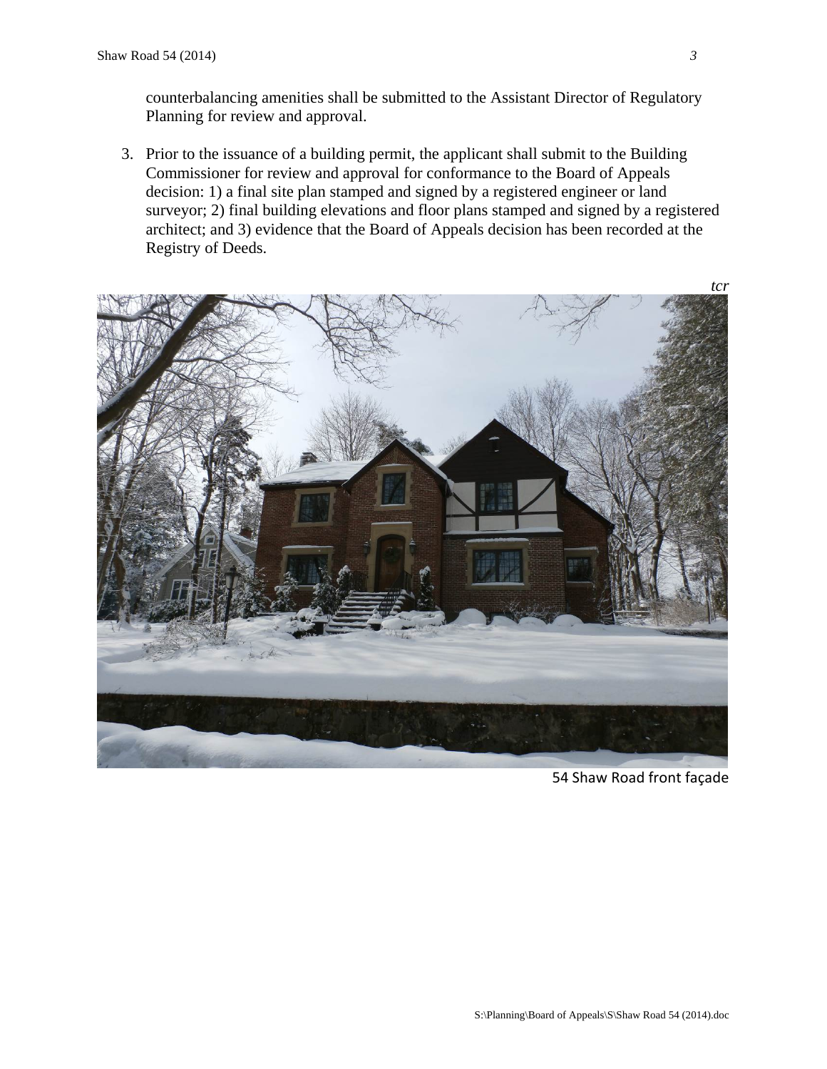counterbalancing amenities shall be submitted to the Assistant Director of Regulatory Planning for review and approval.

3. Prior to the issuance of a building permit, the applicant shall submit to the Building Commissioner for review and approval for conformance to the Board of Appeals decision: 1) a final site plan stamped and signed by a registered engineer or land surveyor; 2) final building elevations and floor plans stamped and signed by a registered architect; and 3) evidence that the Board of Appeals decision has been recorded at the Registry of Deeds.

*tcr*

54 Shaw Road front façade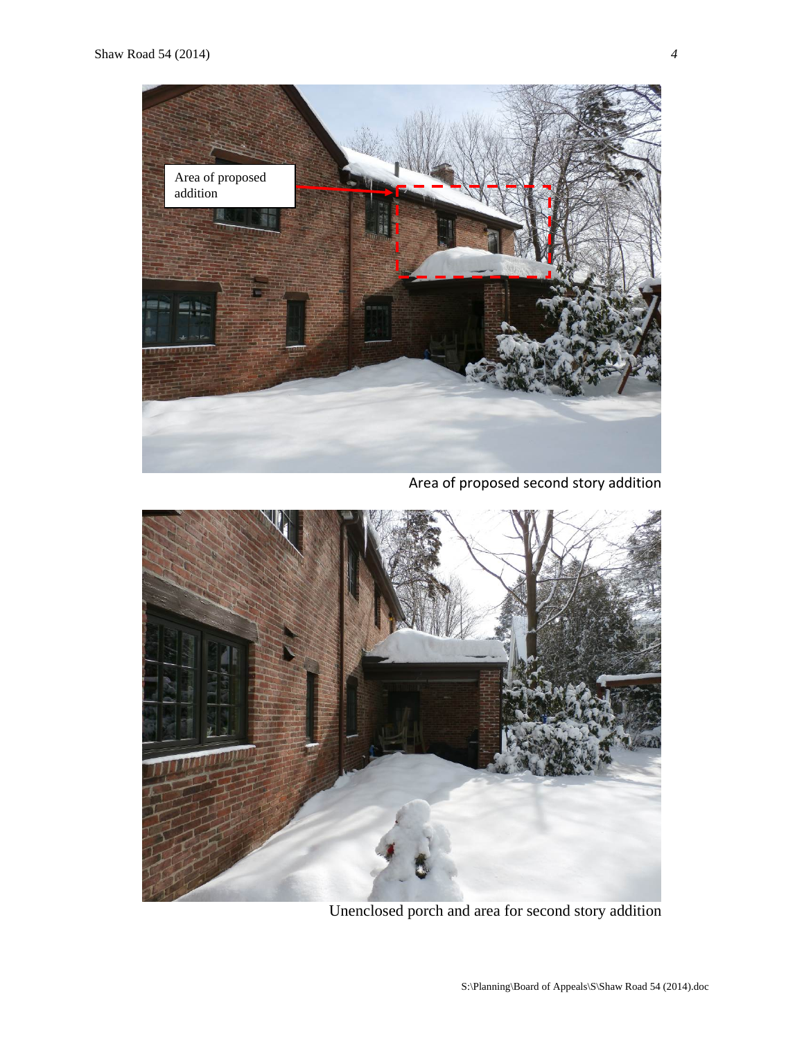Area of proposed second story addition

Unenclosed porch and area for second story addition